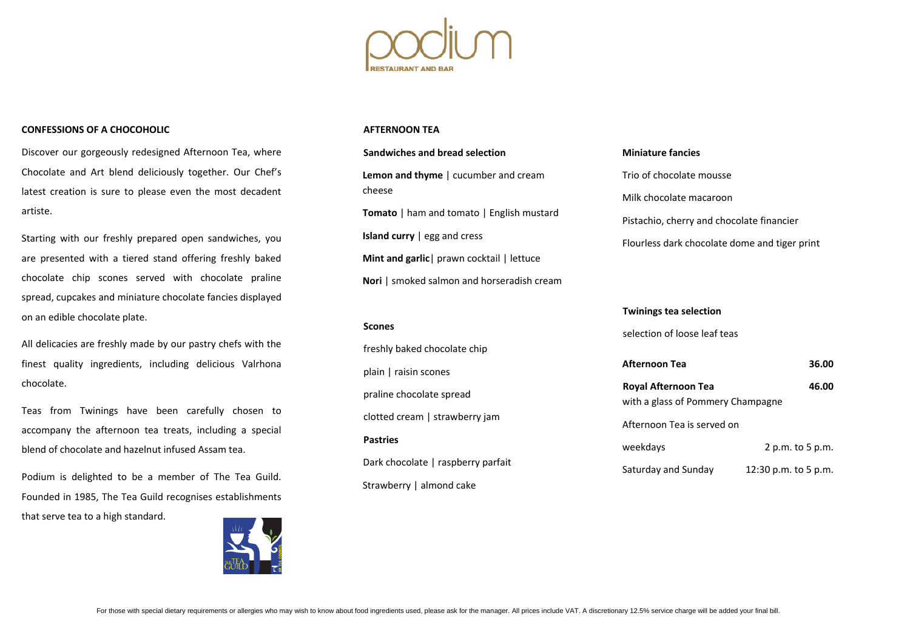# podium

RESTAURANT AND BAR

**CONFESSIONS OF A CHOCOHOLIC**

Discover our gorgeously redesigned Afternoon Tea, where Chocolate and Art blend deliciously together. Our Chef's latest creation is sure to please even the most decadent artiste.

Starting with our freshly prepared open sandwiches, you are presented with a tiered stand offering freshly baked chocolate chip scones served with chocolate praline spread, cupcakes and miniature chocolate fancies displayed on an edible chocolate plate.

All delicacies are freshly made by our pastry chefs with the finest quality ingredients, including delicious Valrhona chocolate.

Teas from Twinings have been carefully chosen to accompany the afternoon tea treats, including a special blend of chocolate and hazelnut infused Assam tea.

Podium is delighted to be a member of The Tea Guild. Founded in 1985, The Tea Guild recognises establishments that serve tea to a high standard.

**AFTERNOON TEA**

**Sandwiches and bread selection**

**Lemon and thyme** | cucumber and cream cheese

**Tomato** | ham and tomato | English mustard

**Island curry** | egg and cress

**Mint and garlic**| prawn cocktail | lettuce

**Nori** | smoked salmon and horseradish cream

**Scones**

freshly baked chocolate chip

plain | raisin scones

praline chocolate spread

clotted cream | strawberry jam

**Pastries**

Dark chocolate | raspberry parfait

Strawberry | almond cake

**Miniature fancies**

Trio of chocolate mousse

Milk chocolate macaroon

Pistachio, cherry and chocolate financier

Flourless dark chocolate dome and tiger print

**Twinings tea selection**

selection of loose leaf teas

| | |
|---|---|
| **Afternoon Tea** | **36.00** |
| **Royal Afternoon Tea** with a glass of Pommery Champagne | **46.00** |

Afternoon Tea is served on

| | |
|---|---|
| weekdays | 2 p.m. to 5 p.m. |
| Saturday and Sunday | 12:30 p.m. to 5 p.m. |

For those with special dietary requirements or allergies who may wish to know about food ingredients used, please ask for the manager. All prices include VAT. A discretionary 12.5% service charge will be added your final bill.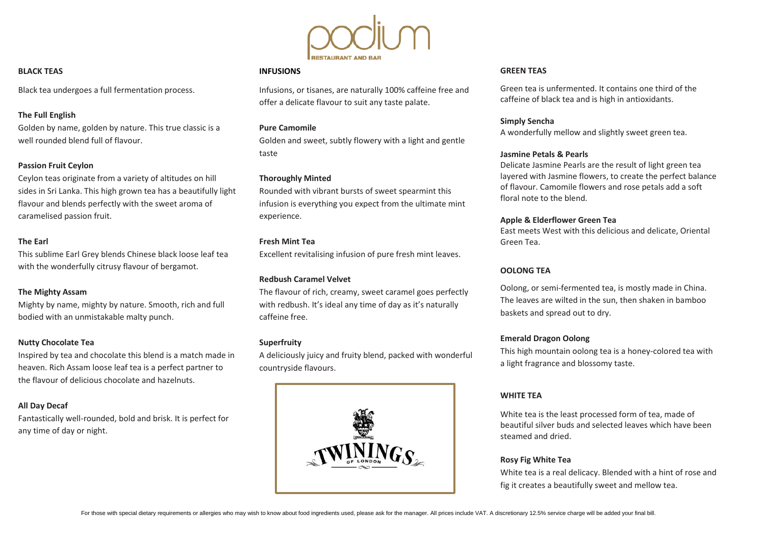# podium

RESTAURANT AND BAR

## BLACK TEAS

Black tea undergoes a full fermentation process.

**The Full English**
Golden by name, golden by nature. This true classic is a well rounded blend full of flavour.

**Passion Fruit Ceylon**
Ceylon teas originate from a variety of altitudes on hill sides in Sri Lanka. This high grown tea has a beautifully light flavour and blends perfectly with the sweet aroma of caramelised passion fruit.

**The Earl**
This sublime Earl Grey blends Chinese black loose leaf tea with the wonderfully citrusy flavour of bergamot.

**The Mighty Assam**
Mighty by name, mighty by nature. Smooth, rich and full bodied with an unmistakable malty punch.

**Nutty Chocolate Tea**
Inspired by tea and chocolate this blend is a match made in heaven. Rich Assam loose leaf tea is a perfect partner to the flavour of delicious chocolate and hazelnuts.

**All Day Decaf**
Fantastically well-rounded, bold and brisk. It is perfect for any time of day or night.

## INFUSIONS

Infusions, or tisanes, are naturally 100% caffeine free and offer a delicate flavour to suit any taste palate.

**Pure Camomile**
Golden and sweet, subtly flowery with a light and gentle taste

**Thoroughly Minted**
Rounded with vibrant bursts of sweet spearmint this infusion is everything you expect from the ultimate mint experience.

**Fresh Mint Tea**
Excellent revitalising infusion of pure fresh mint leaves.

**Redbush Caramel Velvet**
The flavour of rich, creamy, sweet caramel goes perfectly with redbush. It's ideal any time of day as it's naturally caffeine free.

**Superfruity**
A deliciously juicy and fruity blend, packed with wonderful countryside flavours.

TWININGS OF LONDON

## GREEN TEAS

Green tea is unfermented. It contains one third of the caffeine of black tea and is high in antioxidants.

**Simply Sencha**
A wonderfully mellow and slightly sweet green tea.

**Jasmine Petals & Pearls**
Delicate Jasmine Pearls are the result of light green tea layered with Jasmine flowers, to create the perfect balance of flavour. Camomile flowers and rose petals add a soft floral note to the blend.

**Apple & Elderflower Green Tea**
East meets West with this delicious and delicate, Oriental Green Tea.

## OOLONG TEA

Oolong, or semi-fermented tea, is mostly made in China. The leaves are wilted in the sun, then shaken in bamboo baskets and spread out to dry.

**Emerald Dragon Oolong**
This high mountain oolong tea is a honey-colored tea with a light fragrance and blossomy taste.

## WHITE TEA

White tea is the least processed form of tea, made of beautiful silver buds and selected leaves which have been steamed and dried.

**Rosy Fig White Tea**
White tea is a real delicacy. Blended with a hint of rose and fig it creates a beautifully sweet and mellow tea.

For those with special dietary requirements or allergies who may wish to know about food ingredients used, please ask for the manager. All prices include VAT. A discretionary 12.5% service charge will be added your final bill.